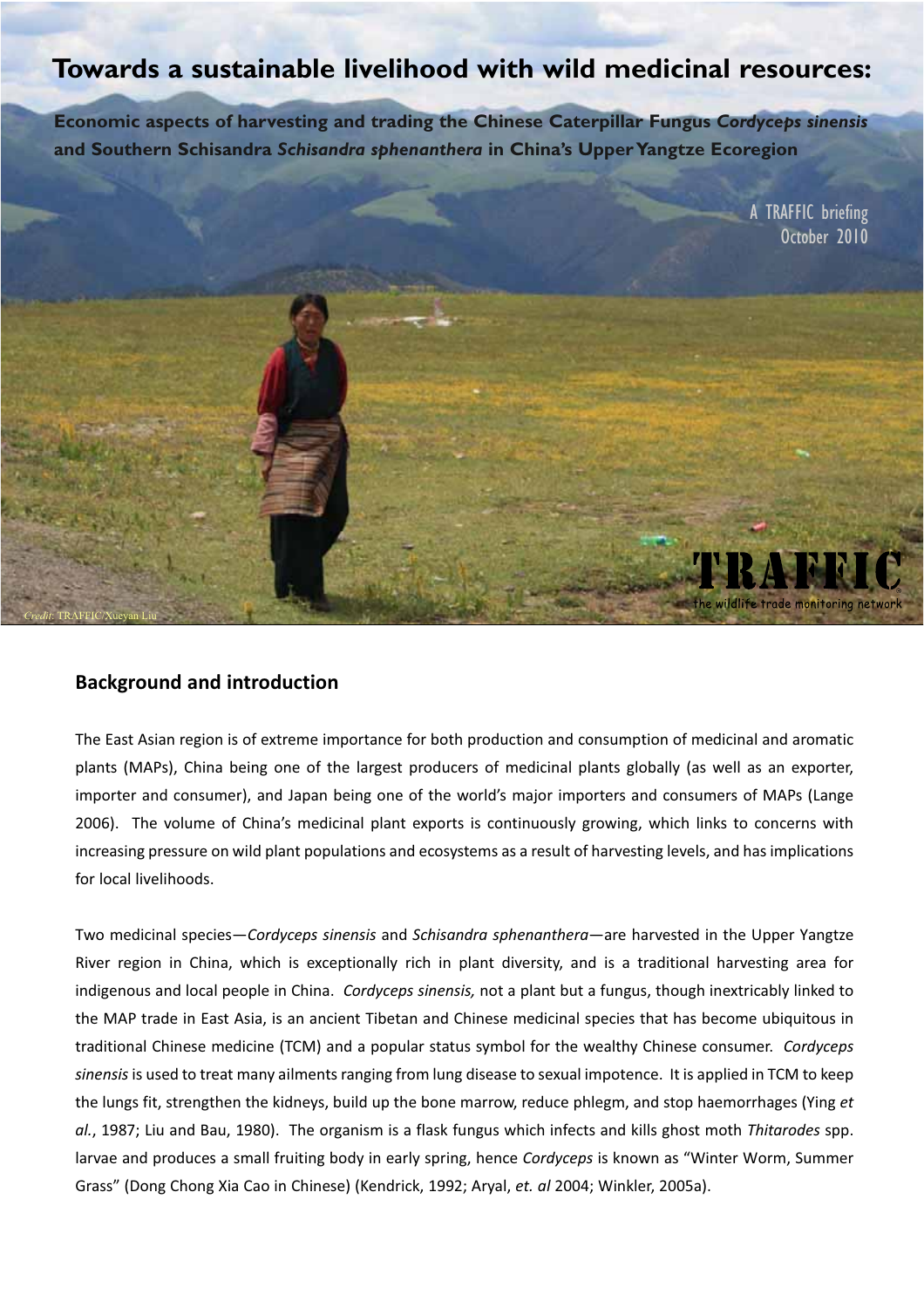# Towards a sustainable livelihood with wild medicinal resources:

**Economic aspects of harvesting and trading the Chinese Caterpillar Fungus *Cordyceps sinensis* and Southern Schisandra *Schisandra sphenanthera* in China's Upper Yangtze Ecoregion**

A TRAFFIC briefing
October 2010

*Credit*: TRAFFIC/Xueyan Liu

TRAFFIC
the wildlife trade monitoring network

## Background and introduction

The East Asian region is of extreme importance for both production and consumption of medicinal and aromatic plants (MAPs), China being one of the largest producers of medicinal plants globally (as well as an exporter, importer and consumer), and Japan being one of the world's major importers and consumers of MAPs (Lange 2006). The volume of China's medicinal plant exports is continuously growing, which links to concerns with increasing pressure on wild plant populations and ecosystems as a result of harvesting levels, and has implications for local livelihoods.

Two medicinal species—*Cordyceps sinensis* and *Schisandra sphenanthera*—are harvested in the Upper Yangtze River region in China, which is exceptionally rich in plant diversity, and is a traditional harvesting area for indigenous and local people in China. *Cordyceps sinensis,* not a plant but a fungus, though inextricably linked to the MAP trade in East Asia, is an ancient Tibetan and Chinese medicinal species that has become ubiquitous in traditional Chinese medicine (TCM) and a popular status symbol for the wealthy Chinese consumer. *Cordyceps sinensis* is used to treat many ailments ranging from lung disease to sexual impotence. It is applied in TCM to keep the lungs fit, strengthen the kidneys, build up the bone marrow, reduce phlegm, and stop haemorrhages (Ying *et al.*, 1987; Liu and Bau, 1980). The organism is a flask fungus which infects and kills ghost moth *Thitarodes* spp. larvae and produces a small fruiting body in early spring, hence *Cordyceps* is known as "Winter Worm, Summer Grass" (Dong Chong Xia Cao in Chinese) (Kendrick, 1992; Aryal, *et. al* 2004; Winkler, 2005a).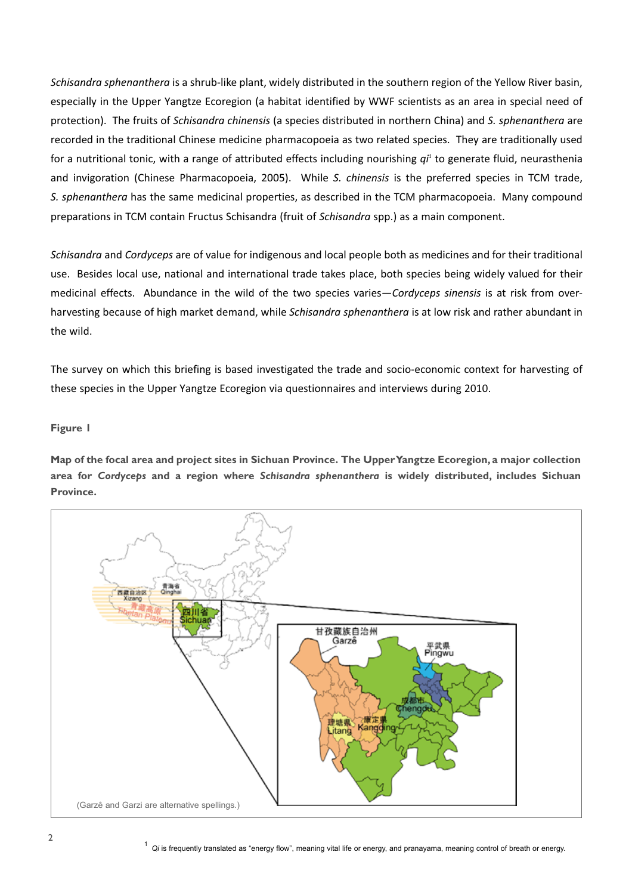*Schisandra sphenanthera* is a shrub-like plant, widely distributed in the southern region of the Yellow River basin, especially in the Upper Yangtze Ecoregion (a habitat identified by WWF scientists as an area in special need of protection). The fruits of *Schisandra chinensis* (a species distributed in northern China) and *S. sphenanthera* are recorded in the traditional Chinese medicine pharmacopoeia as two related species. They are traditionally used for a nutritional tonic, with a range of attributed effects including nourishing *qi*[1] to generate fluid, neurasthenia and invigoration (Chinese Pharmacopoeia, 2005). While *S. chinensis* is the preferred species in TCM trade, *S. sphenanthera* has the same medicinal properties, as described in the TCM pharmacopoeia. Many compound preparations in TCM contain Fructus Schisandra (fruit of *Schisandra* spp.) as a main component.

*Schisandra* and *Cordyceps* are of value for indigenous and local people both as medicines and for their traditional use. Besides local use, national and international trade takes place, both species being widely valued for their medicinal effects. Abundance in the wild of the two species varies—*Cordyceps sinensis* is at risk from over-harvesting because of high market demand, while *Schisandra sphenanthera* is at low risk and rather abundant in the wild.

The survey on which this briefing is based investigated the trade and socio-economic context for harvesting of these species in the Upper Yangtze Ecoregion via questionnaires and interviews during 2010.

**Figure 1**

**Map of the focal area and project sites in Sichuan Province. The Upper Yangtze Ecoregion, a major collection area for *Cordyceps* and a region where *Schisandra sphenanthera* is widely distributed, includes Sichuan Province.**

西藏自治区 Xizang
青海省 Qinghai
青藏高原 Tibetan Plateau
四川省 Sichuan
甘孜藏族自治州 Garzê
平武県 Pingwu
成都市 Chengdu
理塘県 Litang
康定県 Kangding

(Garzê and Garzi are alternative spellings.)

[1] *Qi* is frequently translated as "energy flow", meaning vital life or energy, and pranayama, meaning control of breath or energy.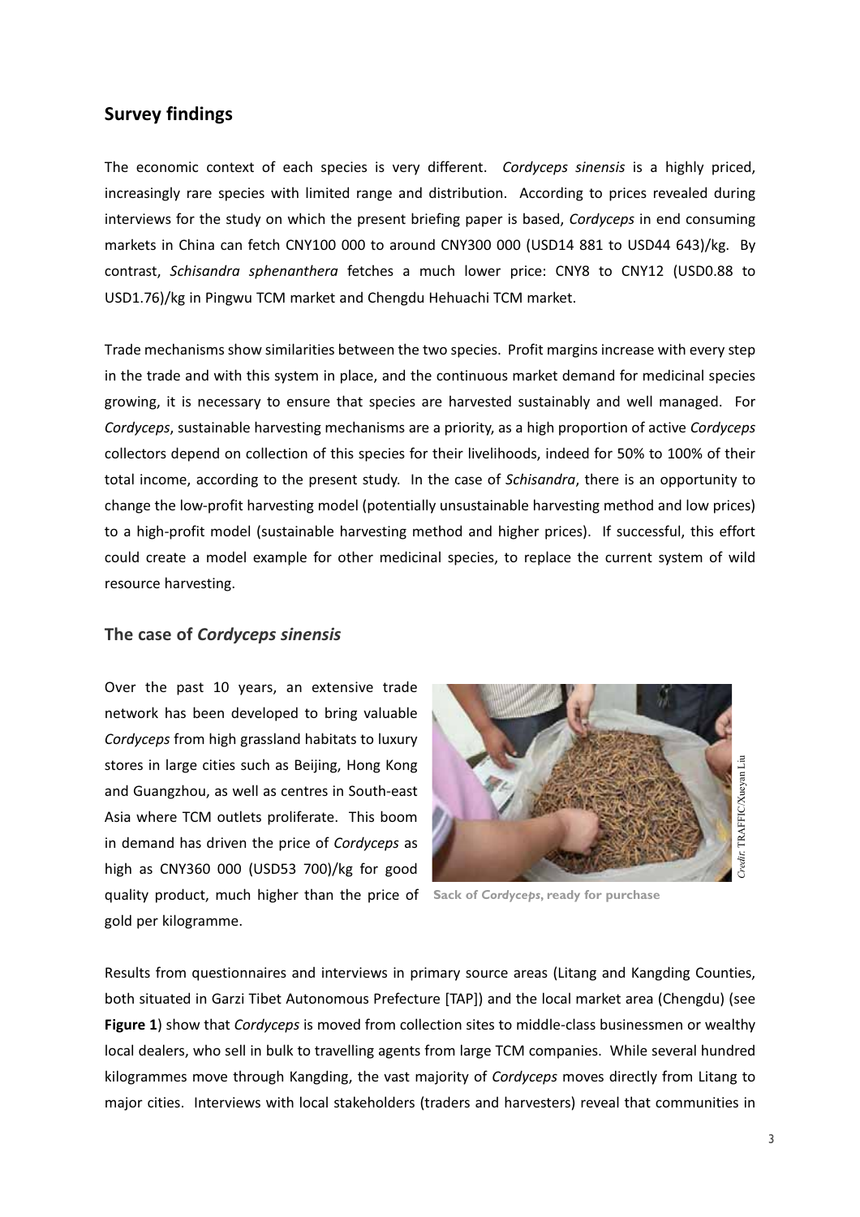## Survey findings

The economic context of each species is very different. *Cordyceps sinensis* is a highly priced, increasingly rare species with limited range and distribution. According to prices revealed during interviews for the study on which the present briefing paper is based, *Cordyceps* in end consuming markets in China can fetch CNY100 000 to around CNY300 000 (USD14 881 to USD44 643)/kg. By contrast, *Schisandra sphenanthera* fetches a much lower price: CNY8 to CNY12 (USD0.88 to USD1.76)/kg in Pingwu TCM market and Chengdu Hehuachi TCM market.

Trade mechanisms show similarities between the two species. Profit margins increase with every step in the trade and with this system in place, and the continuous market demand for medicinal species growing, it is necessary to ensure that species are harvested sustainably and well managed. For *Cordyceps*, sustainable harvesting mechanisms are a priority, as a high proportion of active *Cordyceps* collectors depend on collection of this species for their livelihoods, indeed for 50% to 100% of their total income, according to the present study. In the case of *Schisandra*, there is an opportunity to change the low-profit harvesting model (potentially unsustainable harvesting method and low prices) to a high-profit model (sustainable harvesting method and higher prices). If successful, this effort could create a model example for other medicinal species, to replace the current system of wild resource harvesting.

### The case of *Cordyceps sinensis*

Over the past 10 years, an extensive trade network has been developed to bring valuable *Cordyceps* from high grassland habitats to luxury stores in large cities such as Beijing, Hong Kong and Guangzhou, as well as centres in South-east Asia where TCM outlets proliferate. This boom in demand has driven the price of *Cordyceps* as high as CNY360 000 (USD53 700)/kg for good quality product, much higher than the price of gold per kilogramme.

*Credit:* TRAFFIC/Xueyan Liu

Sack of *Cordyceps*, ready for purchase

Results from questionnaires and interviews in primary source areas (Litang and Kangding Counties, both situated in Garzi Tibet Autonomous Prefecture [TAP]) and the local market area (Chengdu) (see **Figure 1**) show that *Cordyceps* is moved from collection sites to middle-class businessmen or wealthy local dealers, who sell in bulk to travelling agents from large TCM companies. While several hundred kilogrammes move through Kangding, the vast majority of *Cordyceps* moves directly from Litang to major cities. Interviews with local stakeholders (traders and harvesters) reveal that communities in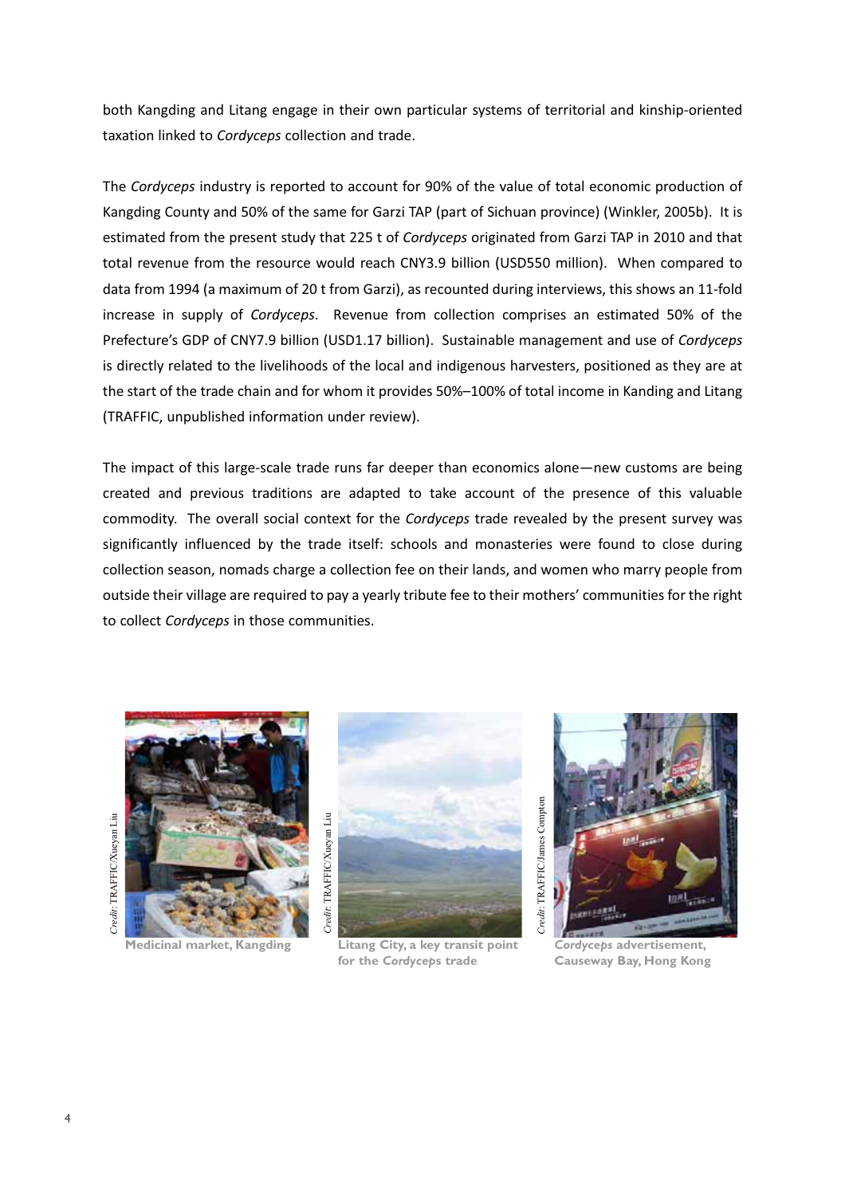both Kangding and Litang engage in their own particular systems of territorial and kinship-oriented taxation linked to *Cordyceps* collection and trade.

The *Cordyceps* industry is reported to account for 90% of the value of total economic production of Kangding County and 50% of the same for Garzi TAP (part of Sichuan province) (Winkler, 2005b). It is estimated from the present study that 225 t of *Cordyceps* originated from Garzi TAP in 2010 and that total revenue from the resource would reach CNY3.9 billion (USD550 million). When compared to data from 1994 (a maximum of 20 t from Garzi), as recounted during interviews, this shows an 11-fold increase in supply of *Cordyceps*. Revenue from collection comprises an estimated 50% of the Prefecture's GDP of CNY7.9 billion (USD1.17 billion). Sustainable management and use of *Cordyceps* is directly related to the livelihoods of the local and indigenous harvesters, positioned as they are at the start of the trade chain and for whom it provides 50%–100% of total income in Kanding and Litang (TRAFFIC, unpublished information under review).

The impact of this large-scale trade runs far deeper than economics alone—new customs are being created and previous traditions are adapted to take account of the presence of this valuable commodity. The overall social context for the *Cordyceps* trade revealed by the present survey was significantly influenced by the trade itself: schools and monasteries were found to close during collection season, nomads charge a collection fee on their lands, and women who marry people from outside their village are required to pay a yearly tribute fee to their mothers' communities for the right to collect *Cordyceps* in those communities.

*Credit*: TRAFFIC/Xueyan Liu

**Medicinal market, Kangding**

*Credit*: TRAFFIC/Xueyan Liu

**Litang City, a key transit point for the *Cordyceps* trade**

*Credit*: TRAFFIC/James Compton

***Cordyceps* advertisement, Causeway Bay, Hong Kong**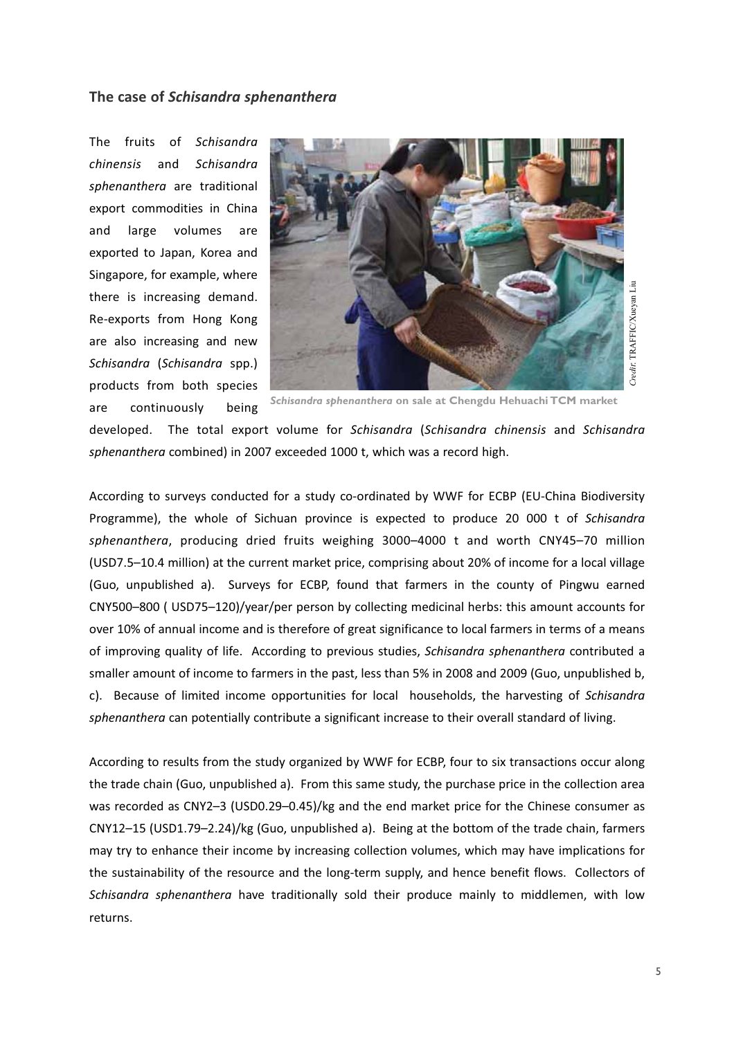## The case of *Schisandra sphenanthera*

The fruits of *Schisandra chinensis* and *Schisandra sphenanthera* are traditional export commodities in China and large volumes are exported to Japan, Korea and Singapore, for example, where there is increasing demand. Re-exports from Hong Kong are also increasing and new *Schisandra* (*Schisandra* spp.) products from both species are continuously being developed. The total export volume for *Schisandra* (*Schisandra chinensis* and *Schisandra sphenanthera* combined) in 2007 exceeded 1000 t, which was a record high.

*Schisandra sphenanthera* on sale at Chengdu Hehuachi TCM market

*Credit:* TRAFFIC/Xueyan Liu

According to surveys conducted for a study co-ordinated by WWF for ECBP (EU-China Biodiversity Programme), the whole of Sichuan province is expected to produce 20 000 t of *Schisandra sphenanthera*, producing dried fruits weighing 3000–4000 t and worth CNY45–70 million (USD7.5–10.4 million) at the current market price, comprising about 20% of income for a local village (Guo, unpublished a). Surveys for ECBP, found that farmers in the county of Pingwu earned CNY500–800 ( USD75–120)/year/per person by collecting medicinal herbs: this amount accounts for over 10% of annual income and is therefore of great significance to local farmers in terms of a means of improving quality of life. According to previous studies, *Schisandra sphenanthera* contributed a smaller amount of income to farmers in the past, less than 5% in 2008 and 2009 (Guo, unpublished b, c). Because of limited income opportunities for local households, the harvesting of *Schisandra sphenanthera* can potentially contribute a significant increase to their overall standard of living.

According to results from the study organized by WWF for ECBP, four to six transactions occur along the trade chain (Guo, unpublished a). From this same study, the purchase price in the collection area was recorded as CNY2–3 (USD0.29–0.45)/kg and the end market price for the Chinese consumer as CNY12–15 (USD1.79–2.24)/kg (Guo, unpublished a). Being at the bottom of the trade chain, farmers may try to enhance their income by increasing collection volumes, which may have implications for the sustainability of the resource and the long-term supply, and hence benefit flows. Collectors of *Schisandra sphenanthera* have traditionally sold their produce mainly to middlemen, with low returns.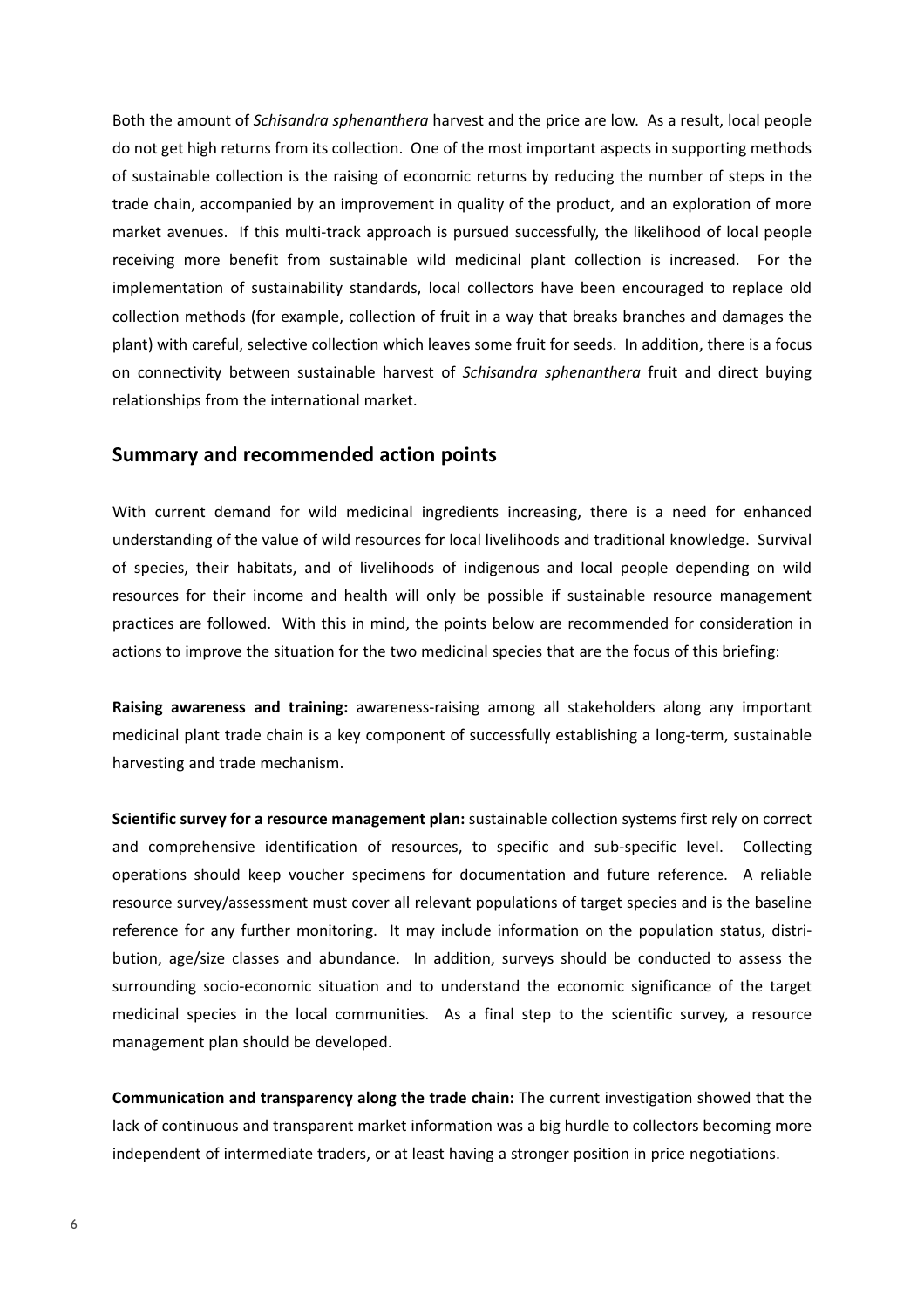Both the amount of *Schisandra sphenanthera* harvest and the price are low. As a result, local people do not get high returns from its collection. One of the most important aspects in supporting methods of sustainable collection is the raising of economic returns by reducing the number of steps in the trade chain, accompanied by an improvement in quality of the product, and an exploration of more market avenues. If this multi-track approach is pursued successfully, the likelihood of local people receiving more benefit from sustainable wild medicinal plant collection is increased. For the implementation of sustainability standards, local collectors have been encouraged to replace old collection methods (for example, collection of fruit in a way that breaks branches and damages the plant) with careful, selective collection which leaves some fruit for seeds. In addition, there is a focus on connectivity between sustainable harvest of *Schisandra sphenanthera* fruit and direct buying relationships from the international market.

## Summary and recommended action points

With current demand for wild medicinal ingredients increasing, there is a need for enhanced understanding of the value of wild resources for local livelihoods and traditional knowledge. Survival of species, their habitats, and of livelihoods of indigenous and local people depending on wild resources for their income and health will only be possible if sustainable resource management practices are followed. With this in mind, the points below are recommended for consideration in actions to improve the situation for the two medicinal species that are the focus of this briefing:

**Raising awareness and training:** awareness-raising among all stakeholders along any important medicinal plant trade chain is a key component of successfully establishing a long-term, sustainable harvesting and trade mechanism.

**Scientific survey for a resource management plan:** sustainable collection systems first rely on correct and comprehensive identification of resources, to specific and sub-specific level. Collecting operations should keep voucher specimens for documentation and future reference. A reliable resource survey/assessment must cover all relevant populations of target species and is the baseline reference for any further monitoring. It may include information on the population status, distribution, age/size classes and abundance. In addition, surveys should be conducted to assess the surrounding socio-economic situation and to understand the economic significance of the target medicinal species in the local communities. As a final step to the scientific survey, a resource management plan should be developed.

**Communication and transparency along the trade chain:** The current investigation showed that the lack of continuous and transparent market information was a big hurdle to collectors becoming more independent of intermediate traders, or at least having a stronger position in price negotiations.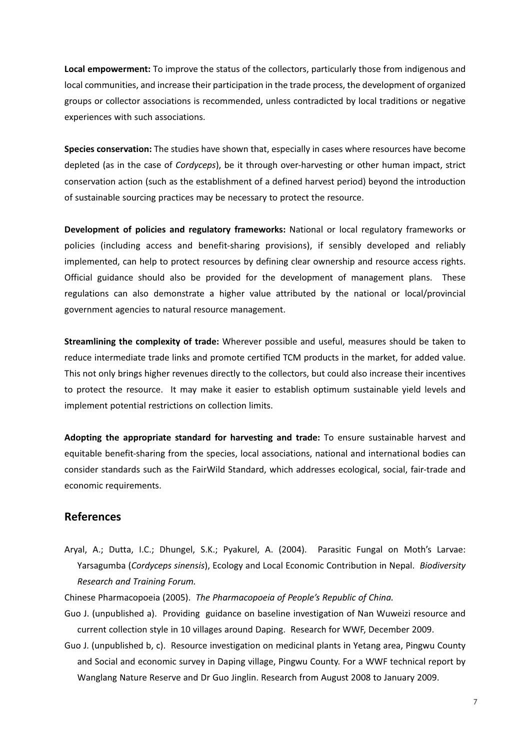**Local empowerment:** To improve the status of the collectors, particularly those from indigenous and local communities, and increase their participation in the trade process, the development of organized groups or collector associations is recommended, unless contradicted by local traditions or negative experiences with such associations.

**Species conservation:** The studies have shown that, especially in cases where resources have become depleted (as in the case of *Cordyceps*), be it through over-harvesting or other human impact, strict conservation action (such as the establishment of a defined harvest period) beyond the introduction of sustainable sourcing practices may be necessary to protect the resource.

**Development of policies and regulatory frameworks:** National or local regulatory frameworks or policies (including access and benefit-sharing provisions), if sensibly developed and reliably implemented, can help to protect resources by defining clear ownership and resource access rights. Official guidance should also be provided for the development of management plans. These regulations can also demonstrate a higher value attributed by the national or local/provincial government agencies to natural resource management.

**Streamlining the complexity of trade:** Wherever possible and useful, measures should be taken to reduce intermediate trade links and promote certified TCM products in the market, for added value. This not only brings higher revenues directly to the collectors, but could also increase their incentives to protect the resource. It may make it easier to establish optimum sustainable yield levels and implement potential restrictions on collection limits.

**Adopting the appropriate standard for harvesting and trade:** To ensure sustainable harvest and equitable benefit-sharing from the species, local associations, national and international bodies can consider standards such as the FairWild Standard, which addresses ecological, social, fair-trade and economic requirements.

## References

Aryal, A.; Dutta, I.C.; Dhungel, S.K.; Pyakurel, A. (2004). Parasitic Fungal on Moth's Larvae: Yarsagumba (*Cordyceps sinensis*), Ecology and Local Economic Contribution in Nepal. *Biodiversity Research and Training Forum.*

Chinese Pharmacopoeia (2005). *The Pharmacopoeia of People's Republic of China.*

Guo J. (unpublished a). Providing guidance on baseline investigation of Nan Wuweizi resource and current collection style in 10 villages around Daping. Research for WWF, December 2009.

Guo J. (unpublished b, c). Resource investigation on medicinal plants in Yetang area, Pingwu County and Social and economic survey in Daping village, Pingwu County. For a WWF technical report by Wanglang Nature Reserve and Dr Guo Jinglin. Research from August 2008 to January 2009.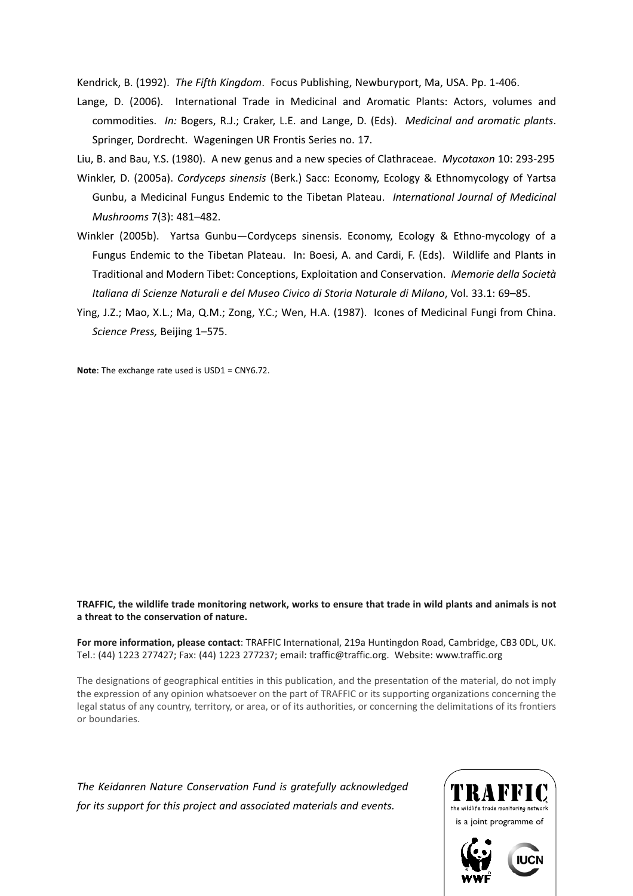Kendrick, B. (1992). *The Fifth Kingdom*. Focus Publishing, Newburyport, Ma, USA. Pp. 1-406.

Lange, D. (2006). International Trade in Medicinal and Aromatic Plants: Actors, volumes and commodities. *In:* Bogers, R.J.; Craker, L.E. and Lange, D. (Eds). *Medicinal and aromatic plants*. Springer, Dordrecht. Wageningen UR Frontis Series no. 17.

Liu, B. and Bau, Y.S. (1980). A new genus and a new species of Clathraceae. *Mycotaxon* 10: 293-295

Winkler, D. (2005a). *Cordyceps sinensis* (Berk.) Sacc: Economy, Ecology & Ethnomycology of Yartsa Gunbu, a Medicinal Fungus Endemic to the Tibetan Plateau. *International Journal of Medicinal Mushrooms* 7(3): 481–482.

Winkler (2005b). Yartsa Gunbu—Cordyceps sinensis. Economy, Ecology & Ethno-mycology of a Fungus Endemic to the Tibetan Plateau. In: Boesi, A. and Cardi, F. (Eds). Wildlife and Plants in Traditional and Modern Tibet: Conceptions, Exploitation and Conservation. *Memorie della Società Italiana di Scienze Naturali e del Museo Civico di Storia Naturale di Milano*, Vol. 33.1: 69–85.

Ying, J.Z.; Mao, X.L.; Ma, Q.M.; Zong, Y.C.; Wen, H.A. (1987). Icones of Medicinal Fungi from China. *Science Press,* Beijing 1–575.

**Note**: The exchange rate used is USD1 = CNY6.72.

**TRAFFIC, the wildlife trade monitoring network, works to ensure that trade in wild plants and animals is not a threat to the conservation of nature.**

**For more information, please contact**: TRAFFIC International, 219a Huntingdon Road, Cambridge, CB3 0DL, UK. Tel.: (44) 1223 277427; Fax: (44) 1223 277237; email: traffic@traffic.org. Website: www.traffic.org

The designations of geographical entities in this publication, and the presentation of the material, do not imply the expression of any opinion whatsoever on the part of TRAFFIC or its supporting organizations concerning the legal status of any country, territory, or area, or of its authorities, or concerning the delimitations of its frontiers or boundaries.

*The Keidanren Nature Conservation Fund is gratefully acknowledged for its support for this project and associated materials and events.*

TRAFFIC
the wildlife trade monitoring network
is a joint programme of
WWF
IUCN